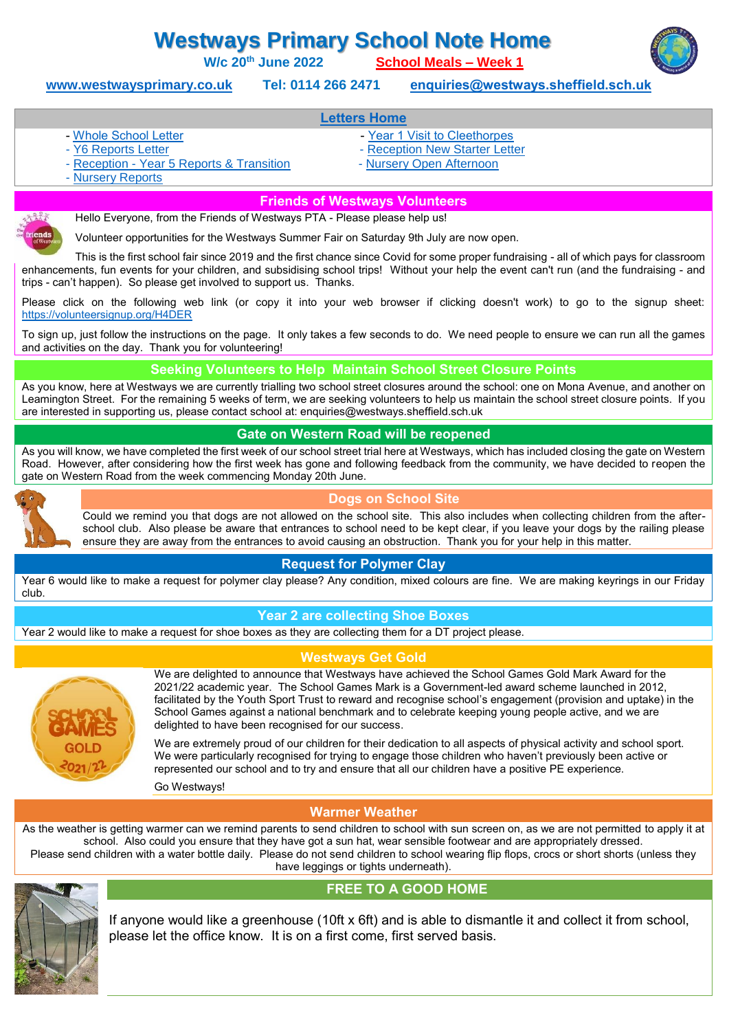# Westways Primary School Note Home

**W/c 20th June 2022** **School Meals – Week 1**

www.westwaysprimary.co.uk Tel: 0114 266 2471 enquiries@westways.sheffield.sch.uk

## Letters Home

- Whole School Letter
- Y6 Reports Letter
- Reception - Year 5 Reports & Transition
- Nursery Reports
- Year 1 Visit to Cleethorpes
- Reception New Starter Letter
- Nursery Open Afternoon

## Friends of Westways Volunteers

Hello Everyone, from the Friends of Westways PTA - Please please help us!

Volunteer opportunities for the Westways Summer Fair on Saturday 9th July are now open.

This is the first school fair since 2019 and the first chance since Covid for some proper fundraising - all of which pays for classroom enhancements, fun events for your children, and subsidising school trips! Without your help the event can't run (and the fundraising - and trips - can't happen). So please get involved to support us. Thanks.

Please click on the following web link (or copy it into your web browser if clicking doesn't work) to go to the signup sheet: https://volunteersignup.org/H4DER

To sign up, just follow the instructions on the page. It only takes a few seconds to do. We need people to ensure we can run all the games and activities on the day. Thank you for volunteering!

## Seeking Volunteers to Help Maintain School Street Closure Points

As you know, here at Westways we are currently trialling two school street closures around the school: one on Mona Avenue, and another on Leamington Street. For the remaining 5 weeks of term, we are seeking volunteers to help us maintain the school street closure points. If you are interested in supporting us, please contact school at: enquiries@westways.sheffield.sch.uk

## Gate on Western Road will be reopened

As you will know, we have completed the first week of our school street trial here at Westways, which has included closing the gate on Western Road. However, after considering how the first week has gone and following feedback from the community, we have decided to reopen the gate on Western Road from the week commencing Monday 20th June.

## Dogs on School Site

Could we remind you that dogs are not allowed on the school site. This also includes when collecting children from the after-school club. Also please be aware that entrances to school need to be kept clear, if you leave your dogs by the railing please ensure they are away from the entrances to avoid causing an obstruction. Thank you for your help in this matter.

## Request for Polymer Clay

Year 6 would like to make a request for polymer clay please? Any condition, mixed colours are fine. We are making keyrings in our Friday club.

## Year 2 are collecting Shoe Boxes

Year 2 would like to make a request for shoe boxes as they are collecting them for a DT project please.

## Westways Get Gold

We are delighted to announce that Westways have achieved the School Games Gold Mark Award for the 2021/22 academic year. The School Games Mark is a Government-led award scheme launched in 2012, facilitated by the Youth Sport Trust to reward and recognise school's engagement (provision and uptake) in the School Games against a national benchmark and to celebrate keeping young people active, and we are delighted to have been recognised for our success.

We are extremely proud of our children for their dedication to all aspects of physical activity and school sport. We were particularly recognised for trying to engage those children who haven't previously been active or represented our school and to try and ensure that all our children have a positive PE experience.

Go Westways!

## Warmer Weather

As the weather is getting warmer can we remind parents to send children to school with sun screen on, as we are not permitted to apply it at school. Also could you ensure that they have got a sun hat, wear sensible footwear and are appropriately dressed. Please send children with a water bottle daily. Please do not send children to school wearing flip flops, crocs or short shorts (unless they have leggings or tights underneath).

## FREE TO A GOOD HOME

If anyone would like a greenhouse (10ft x 6ft) and is able to dismantle it and collect it from school, please let the office know. It is on a first come, first served basis.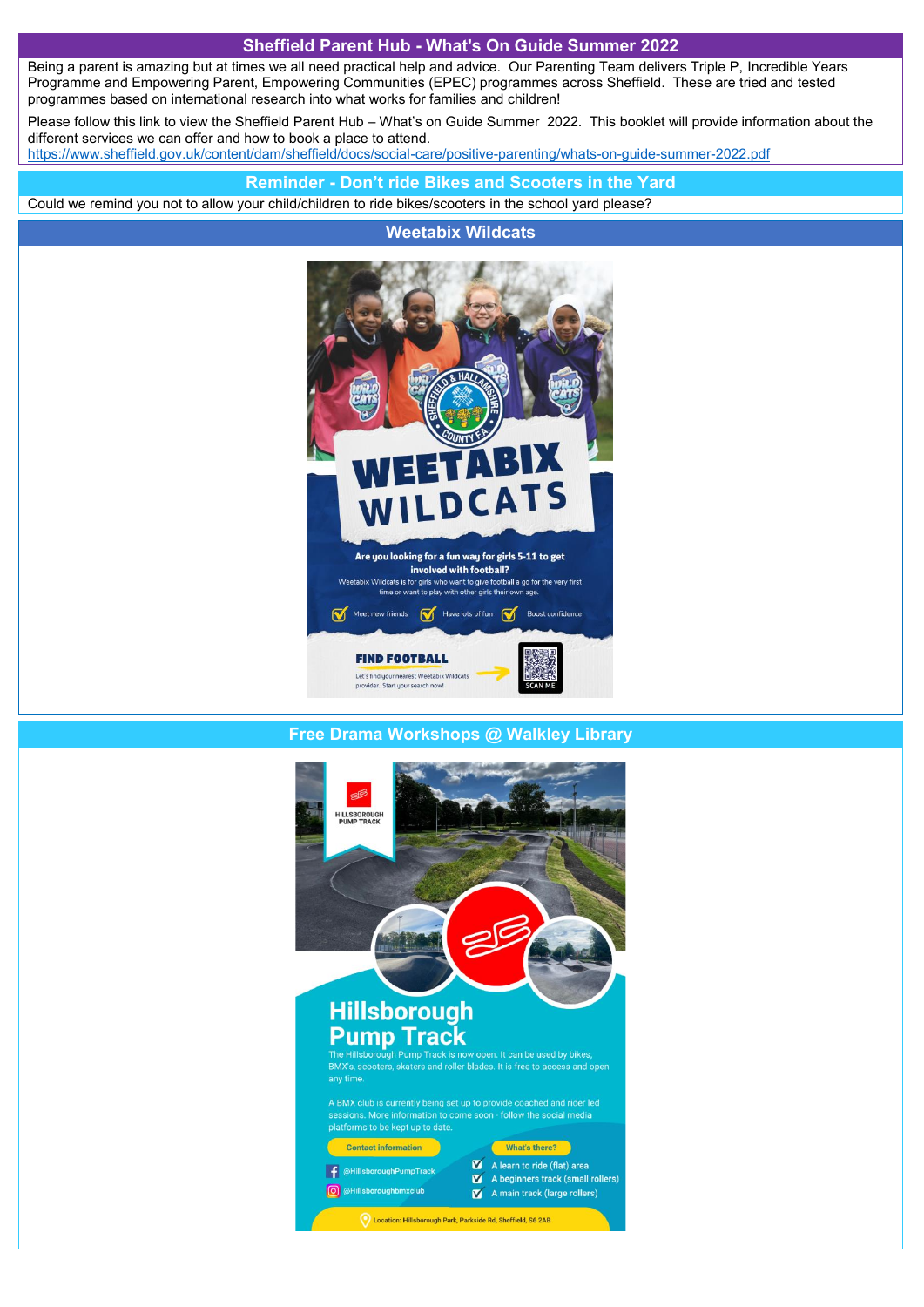## Sheffield Parent Hub - What's On Guide Summer 2022

Being a parent is amazing but at times we all need practical help and advice. Our Parenting Team delivers Triple P, Incredible Years Programme and Empowering Parent, Empowering Communities (EPEC) programmes across Sheffield. These are tried and tested programmes based on international research into what works for families and children!

Please follow this link to view the Sheffield Parent Hub – What's on Guide Summer 2022. This booklet will provide information about the different services we can offer and how to book a place to attend.
https://www.sheffield.gov.uk/content/dam/sheffield/docs/social-care/positive-parenting/whats-on-guide-summer-2022.pdf

## Reminder - Don't ride Bikes and Scooters in the Yard

Could we remind you not to allow your child/children to ride bikes/scooters in the school yard please?

## Weetabix Wildcats

WEETABIX WILDCATS

Are you looking for a fun way for girls 5-11 to get involved with football?

Weetabix Wildcats is for girls who want to give football a go for the very first time or want to play with other girls their own age.

- Meet new friends
- Have lots of fun
- Boost confidence

FIND FOOTBALL

Let's find your nearest Weetabix Wildcats provider. Start your search now!

SCAN ME

## Free Drama Workshops @ Walkley Library

HILLSBOROUGH PUMP TRACK

### Hillsborough Pump Track

The Hillsborough Pump Track is now open. It can be used by bikes, BMX's, scooters, skaters and roller blades. It is free to access and open any time.

A BMX club is currently being set up to provide coached and rider led sessions. More information to come soon - follow the social media platforms to be kept up to date.

**Contact information**

- @HillsboroughPumpTrack
- @Hillsboroughbmxclub

**What's there?**

- A learn to ride (flat) area
- A beginners track (small rollers)
- A main track (large rollers)

Location: Hillsborough Park, Parkside Rd, Sheffield, S6 2AB